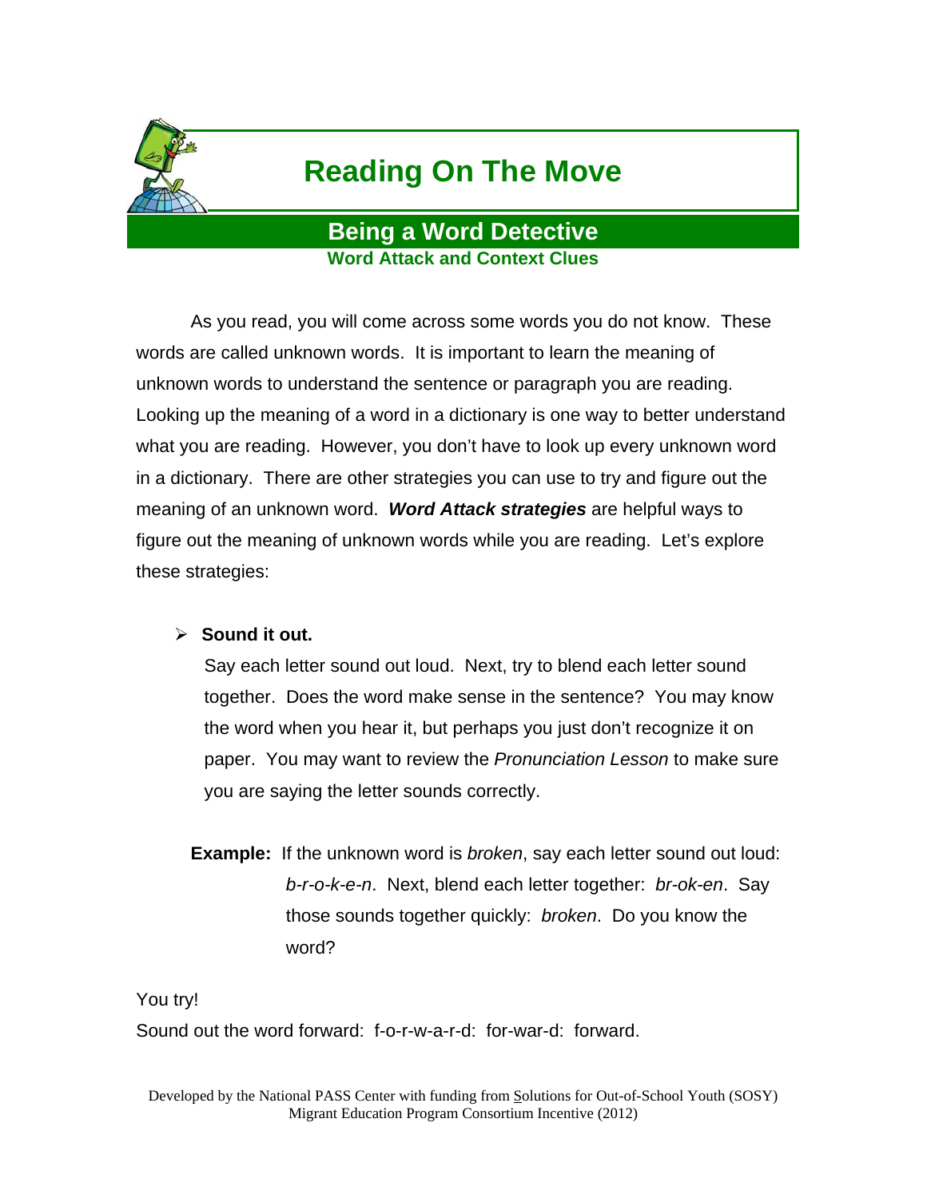# Reading On The Move

## Being a Word Detective

### Word Attack and Context Clues

As you read, you will come across some words you do not know. These words are called unknown words. It is important to learn the meaning of unknown words to understand the sentence or paragraph you are reading. Looking up the meaning of a word in a dictionary is one way to better understand what you are reading. However, you don't have to look up every unknown word in a dictionary. There are other strategies you can use to try and figure out the meaning of an unknown word. ***Word Attack strategies*** are helpful ways to figure out the meaning of unknown words while you are reading. Let's explore these strategies:

- **Sound it out.**

  Say each letter sound out loud. Next, try to blend each letter sound together. Does the word make sense in the sentence? You may know the word when you hear it, but perhaps you just don't recognize it on paper. You may want to review the *Pronunciation Lesson* to make sure you are saying the letter sounds correctly.

**Example:** If the unknown word is *broken*, say each letter sound out loud: *b-r-o-k-e-n*. Next, blend each letter together: *br-ok-en*. Say those sounds together quickly: *broken*. Do you know the word?

You try!

Sound out the word forward: f-o-r-w-a-r-d: for-war-d: forward.

Developed by the National PASS Center with funding from Solutions for Out-of-School Youth (SOSY) Migrant Education Program Consortium Incentive (2012)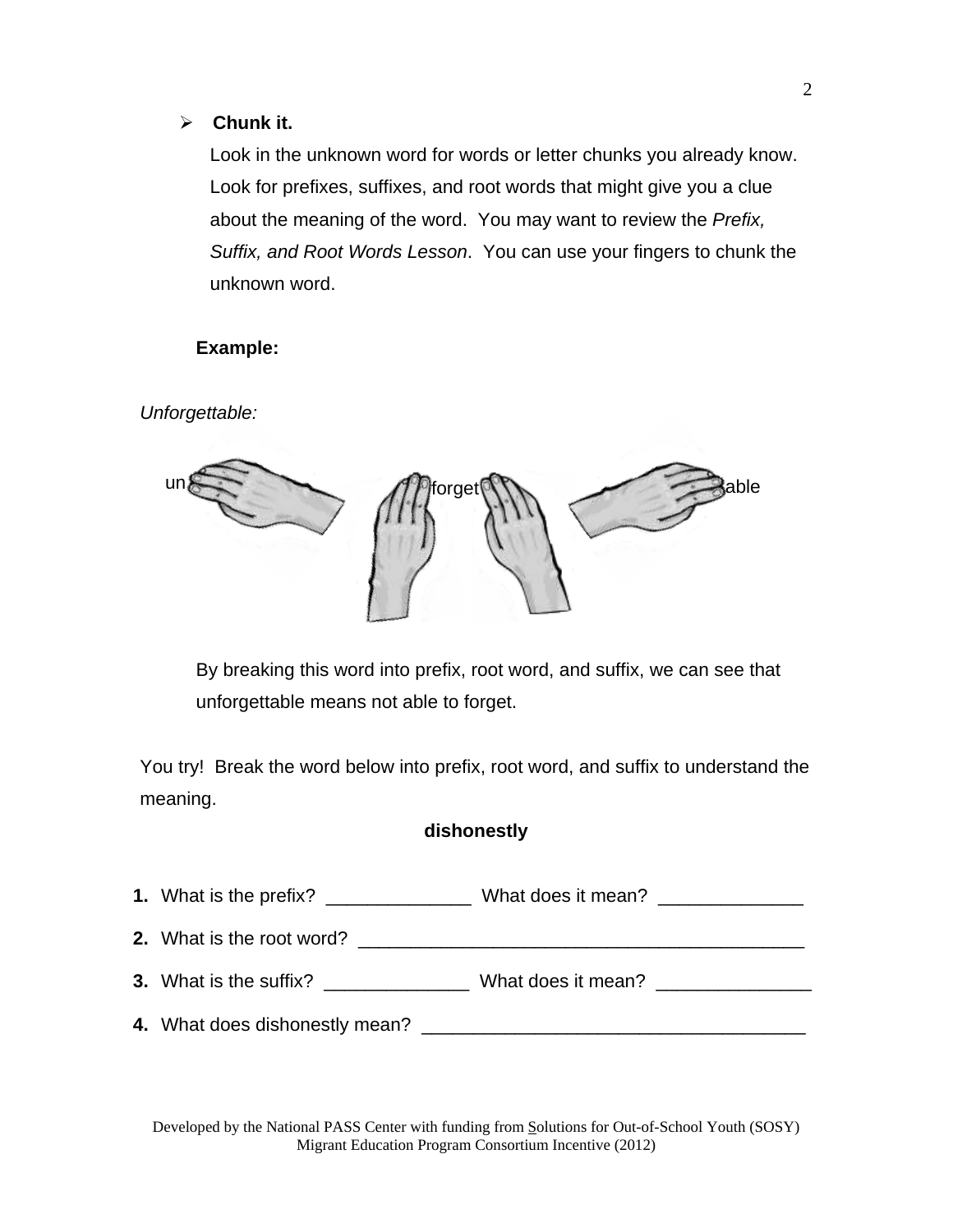- **Chunk it.**

  Look in the unknown word for words or letter chunks you already know. Look for prefixes, suffixes, and root words that might give you a clue about the meaning of the word. You may want to review the *Prefix, Suffix, and Root Words Lesson*. You can use your fingers to chunk the unknown word.

**Example:**

*Unforgettable:*

un forget able

By breaking this word into prefix, root word, and suffix, we can see that unforgettable means not able to forget.

You try! Break the word below into prefix, root word, and suffix to understand the meaning.

**dishonestly**

**1.** What is the prefix? ______________ What does it mean? ______________

**2.** What is the root word? ____________________________________________

**3.** What is the suffix? ______________ What does it mean? _______________

**4.** What does dishonestly mean? _____________________________________

Developed by the National PASS Center with funding from Solutions for Out-of-School Youth (SOSY) Migrant Education Program Consortium Incentive (2012)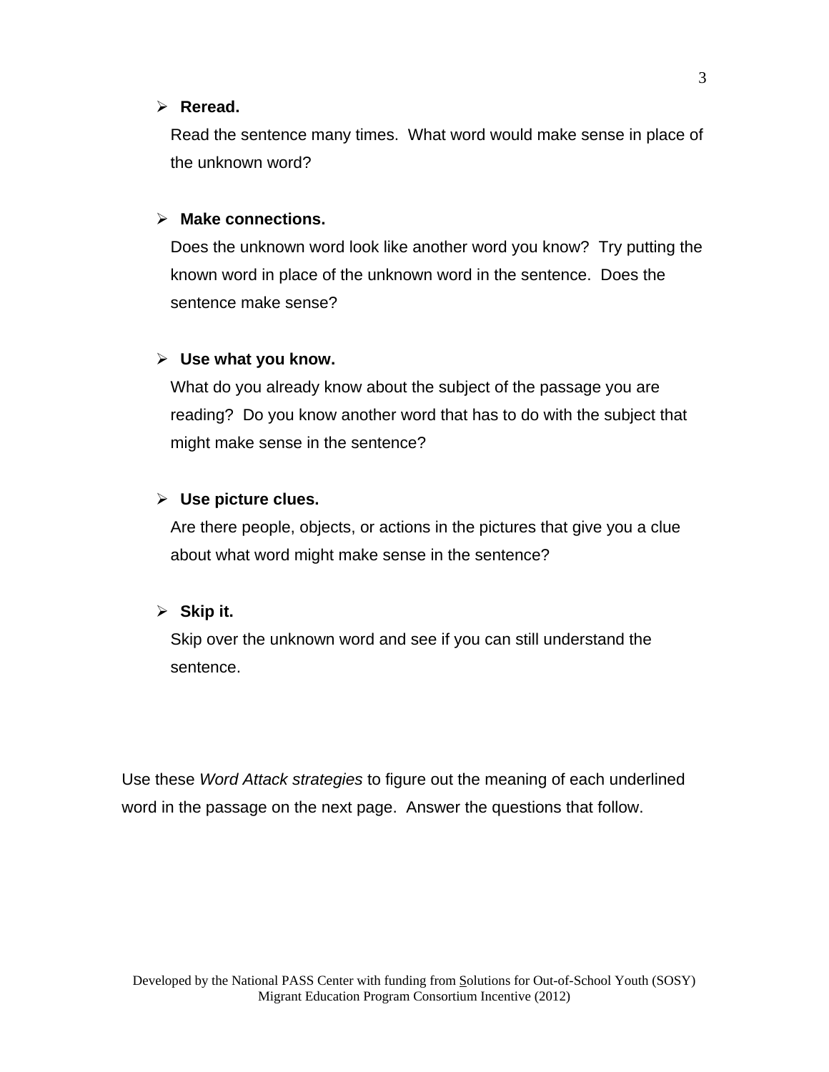- **Reread.**

  Read the sentence many times. What word would make sense in place of the unknown word?

- **Make connections.**

  Does the unknown word look like another word you know? Try putting the known word in place of the unknown word in the sentence. Does the sentence make sense?

- **Use what you know.**

  What do you already know about the subject of the passage you are reading? Do you know another word that has to do with the subject that might make sense in the sentence?

- **Use picture clues.**

  Are there people, objects, or actions in the pictures that give you a clue about what word might make sense in the sentence?

- **Skip it.**

  Skip over the unknown word and see if you can still understand the sentence.

Use these *Word Attack strategies* to figure out the meaning of each underlined word in the passage on the next page. Answer the questions that follow.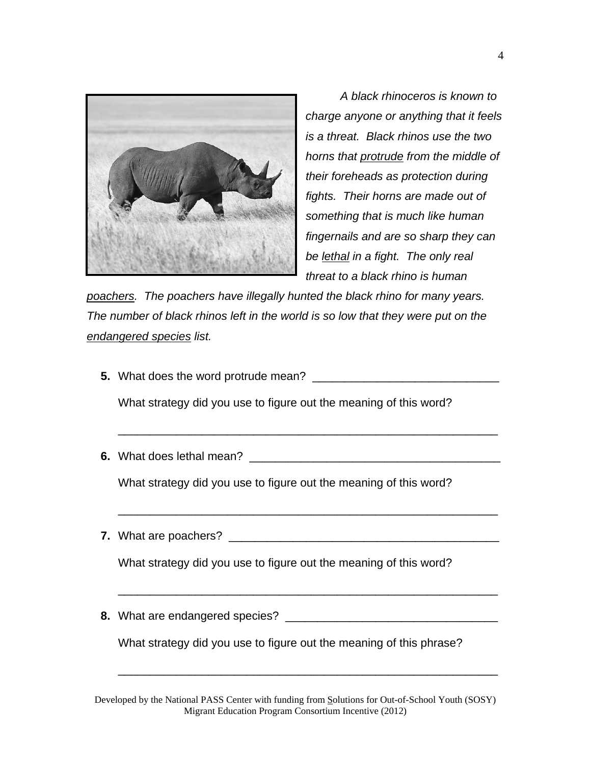*A black rhinoceros is known to charge anyone or anything that it feels is a threat. Black rhinos use the two horns that <u>protrude</u> from the middle of their foreheads as protection during fights. Their horns are made out of something that is much like human fingernails and are so sharp they can be <u>lethal</u> in a fight. The only real threat to a black rhino is human <u>poachers</u>. The poachers have illegally hunted the black rhino for many years. The number of black rhinos left in the world is so low that they were put on the <u>endangered species</u> list.*

**5.** What does the word protrude mean? ______________________________

What strategy did you use to figure out the meaning of this word?

____________________________________________________________

**6.** What does lethal mean? ________________________________________

What strategy did you use to figure out the meaning of this word?

____________________________________________________________

**7.** What are poachers? ___________________________________________

What strategy did you use to figure out the meaning of this word?

____________________________________________________________

**8.** What are endangered species? __________________________________

What strategy did you use to figure out the meaning of this phrase?

____________________________________________________________

Developed by the National PASS Center with funding from Solutions for Out-of-School Youth (SOSY) Migrant Education Program Consortium Incentive (2012)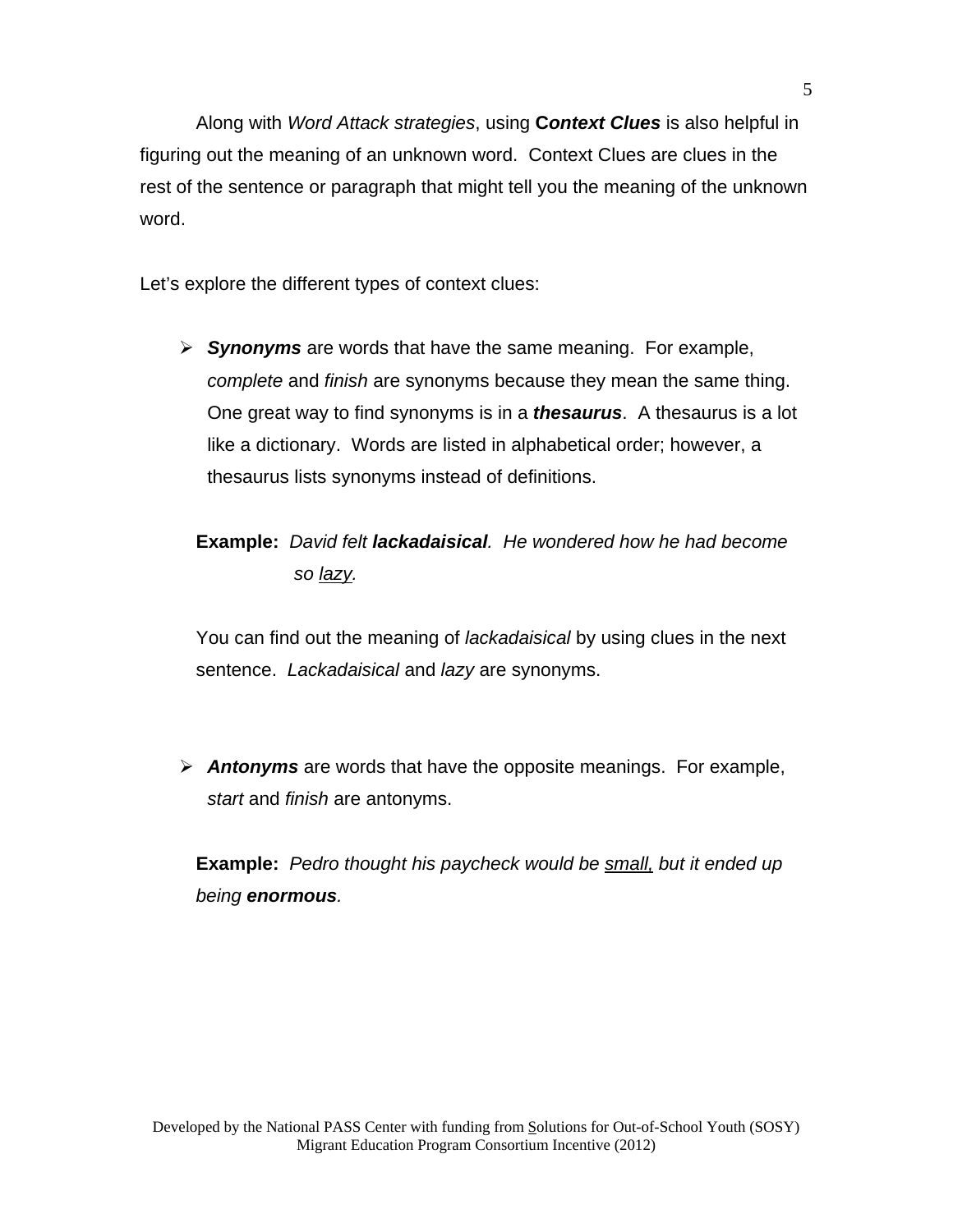Along with *Word Attack strategies*, using ***Context Clues*** is also helpful in figuring out the meaning of an unknown word. Context Clues are clues in the rest of the sentence or paragraph that might tell you the meaning of the unknown word.

Let's explore the different types of context clues:

- ***Synonyms*** are words that have the same meaning. For example, *complete* and *finish* are synonyms because they mean the same thing. One great way to find synonyms is in a ***thesaurus***. A thesaurus is a lot like a dictionary. Words are listed in alphabetical order; however, a thesaurus lists synonyms instead of definitions.

  **Example:** *David felt **lackadaisical**. He wondered how he had become so <u>lazy</u>.*

  You can find out the meaning of *lackadaisical* by using clues in the next sentence. *Lackadaisical* and *lazy* are synonyms.

- ***Antonyms*** are words that have the opposite meanings. For example, *start* and *finish* are antonyms.

  **Example:** *Pedro thought his paycheck would be <u>small,</u> but it ended up being **enormous**.*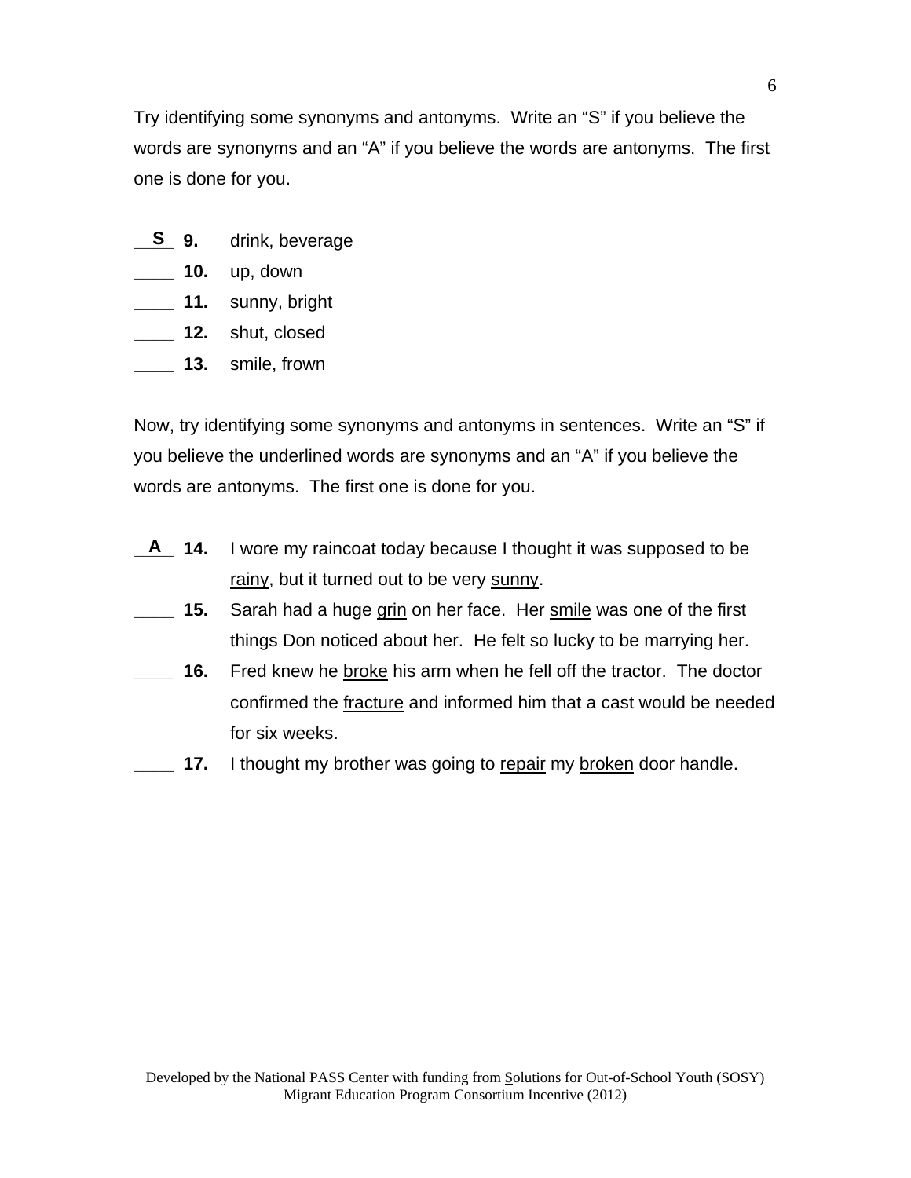Try identifying some synonyms and antonyms. Write an "S" if you believe the words are synonyms and an "A" if you believe the words are antonyms. The first one is done for you.

__S__ **9.** drink, beverage

____ **10.** up, down

____ **11.** sunny, bright

____ **12.** shut, closed

____ **13.** smile, frown

Now, try identifying some synonyms and antonyms in sentences. Write an "S" if you believe the underlined words are synonyms and an "A" if you believe the words are antonyms. The first one is done for you.

__A__ **14.** I wore my raincoat today because I thought it was supposed to be <u>rainy</u>, but it turned out to be very <u>sunny</u>.

____ **15.** Sarah had a huge <u>grin</u> on her face. Her <u>smile</u> was one of the first things Don noticed about her. He felt so lucky to be marrying her.

____ **16.** Fred knew he <u>broke</u> his arm when he fell off the tractor. The doctor confirmed the <u>fracture</u> and informed him that a cast would be needed for six weeks.

____ **17.** I thought my brother was going to <u>repair</u> my <u>broken</u> door handle.

Developed by the National PASS Center with funding from Solutions for Out-of-School Youth (SOSY) Migrant Education Program Consortium Incentive (2012)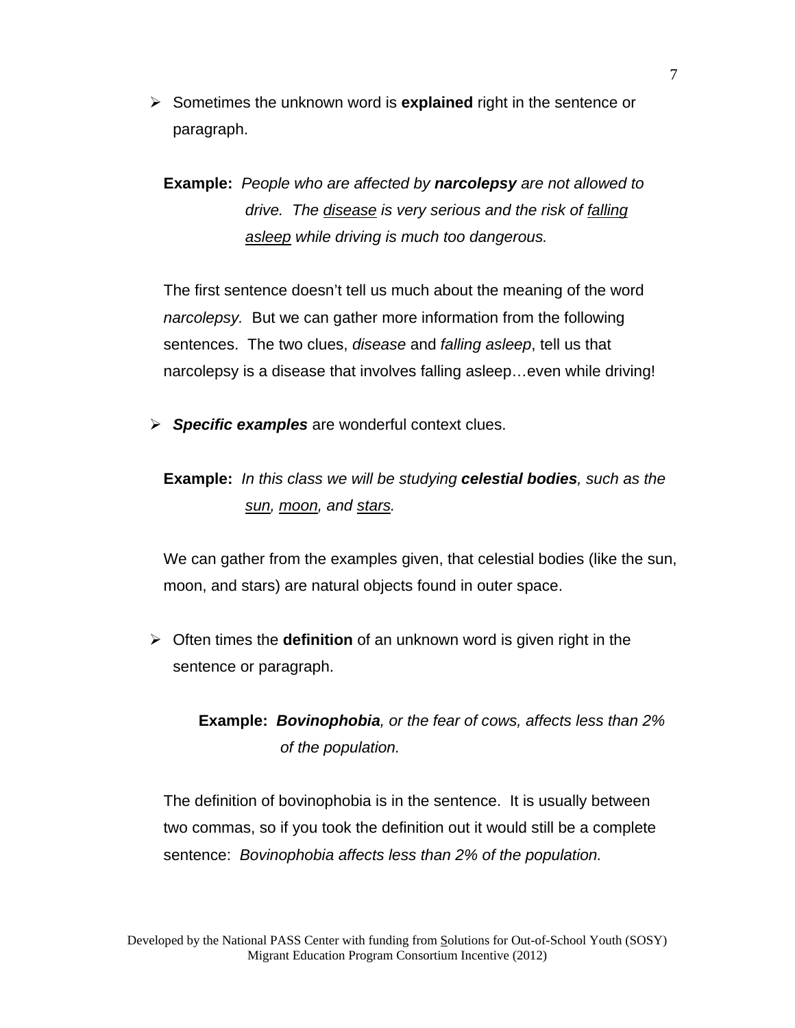- Sometimes the unknown word is **explained** right in the sentence or paragraph.

**Example:** *People who are affected by* ***narcolepsy*** *are not allowed to drive. The <u>disease</u> is very serious and the risk of <u>falling asleep</u> while driving is much too dangerous.*

The first sentence doesn't tell us much about the meaning of the word *narcolepsy.* But we can gather more information from the following sentences. The two clues, *disease* and *falling asleep*, tell us that narcolepsy is a disease that involves falling asleep…even while driving!

- ***Specific examples*** are wonderful context clues.

**Example:** *In this class we will be studying* ***celestial bodies****, such as the <u>sun</u>, <u>moon</u>, and <u>stars</u>.*

We can gather from the examples given, that celestial bodies (like the sun, moon, and stars) are natural objects found in outer space.

- Often times the **definition** of an unknown word is given right in the sentence or paragraph.

**Example:** ***Bovinophobia****, or the fear of cows, affects less than 2% of the population.*

The definition of bovinophobia is in the sentence. It is usually between two commas, so if you took the definition out it would still be a complete sentence: *Bovinophobia affects less than 2% of the population.*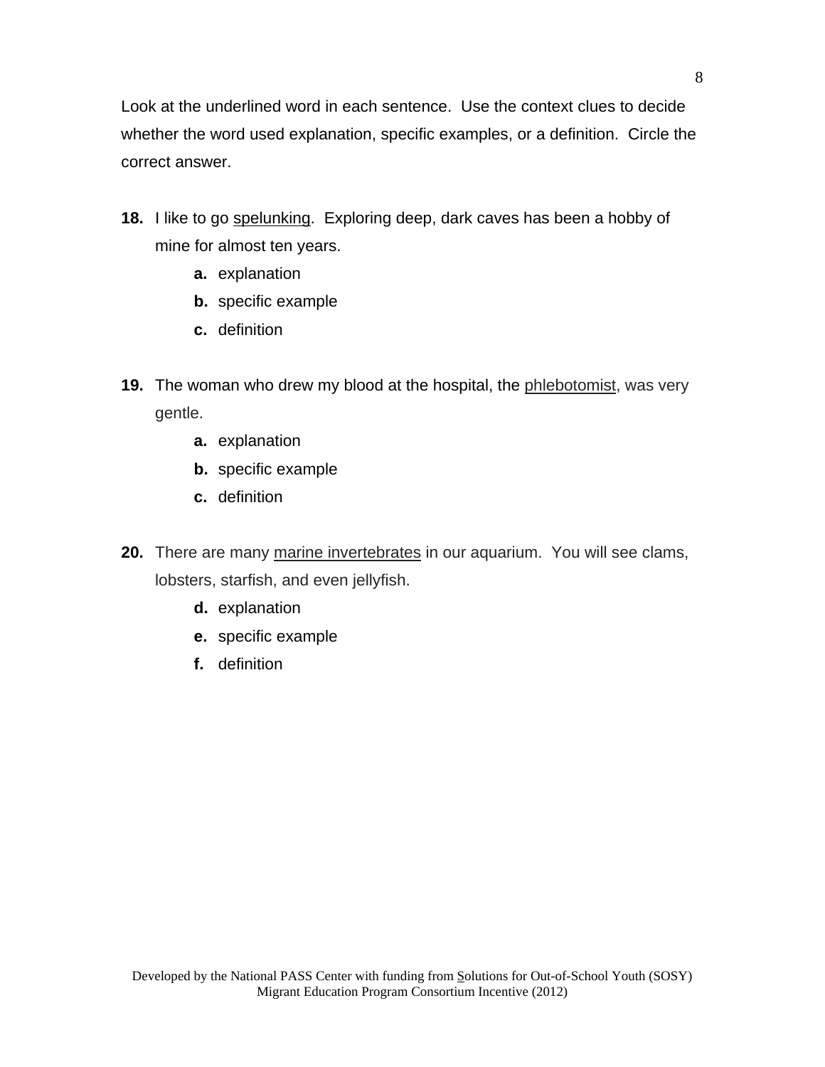Look at the underlined word in each sentence. Use the context clues to decide whether the word used explanation, specific examples, or a definition. Circle the correct answer.

**18.** I like to go <u>spelunking</u>. Exploring deep, dark caves has been a hobby of mine for almost ten years.

- **a.** explanation
- **b.** specific example
- **c.** definition

**19.** The woman who drew my blood at the hospital, the <u>phlebotomist</u>, was very gentle.

- **a.** explanation
- **b.** specific example
- **c.** definition

**20.** There are many <u>marine invertebrates</u> in our aquarium. You will see clams, lobsters, starfish, and even jellyfish.

- **d.** explanation
- **e.** specific example
- **f.** definition

Developed by the National PASS Center with funding from <u>S</u>olutions for Out-of-School Youth (SOSY) Migrant Education Program Consortium Incentive (2012)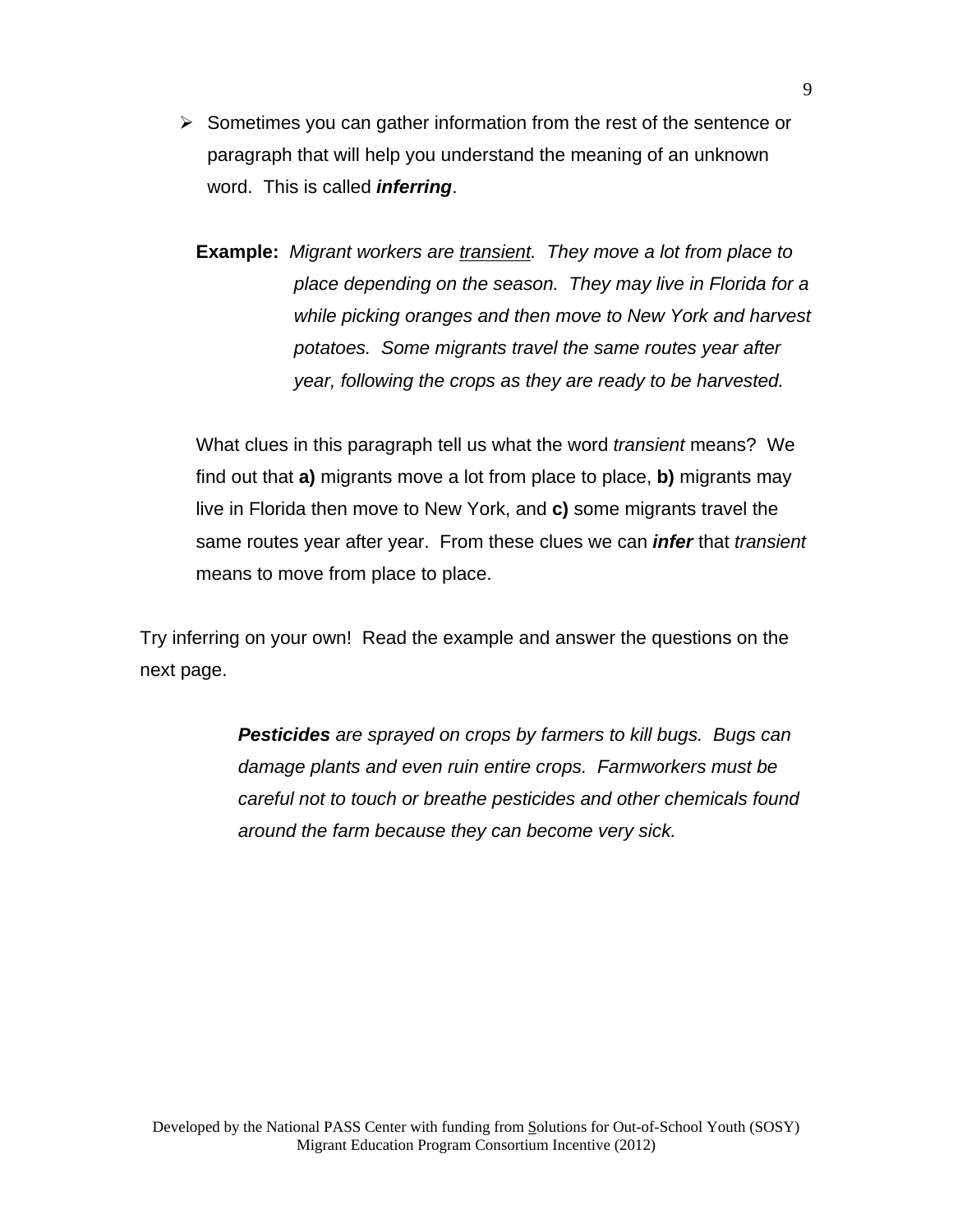- Sometimes you can gather information from the rest of the sentence or paragraph that will help you understand the meaning of an unknown word. This is called ***inferring***.

  **Example:** *Migrant workers are <u>transient</u>. They move a lot from place to place depending on the season. They may live in Florida for a while picking oranges and then move to New York and harvest potatoes. Some migrants travel the same routes year after year, following the crops as they are ready to be harvested.*

  What clues in this paragraph tell us what the word *transient* means? We find out that **a)** migrants move a lot from place to place, **b)** migrants may live in Florida then move to New York, and **c)** some migrants travel the same routes year after year. From these clues we can ***infer*** that *transient* means to move from place to place.

Try inferring on your own! Read the example and answer the questions on the next page.

> ***Pesticides*** *are sprayed on crops by farmers to kill bugs. Bugs can damage plants and even ruin entire crops. Farmworkers must be careful not to touch or breathe pesticides and other chemicals found around the farm because they can become very sick.*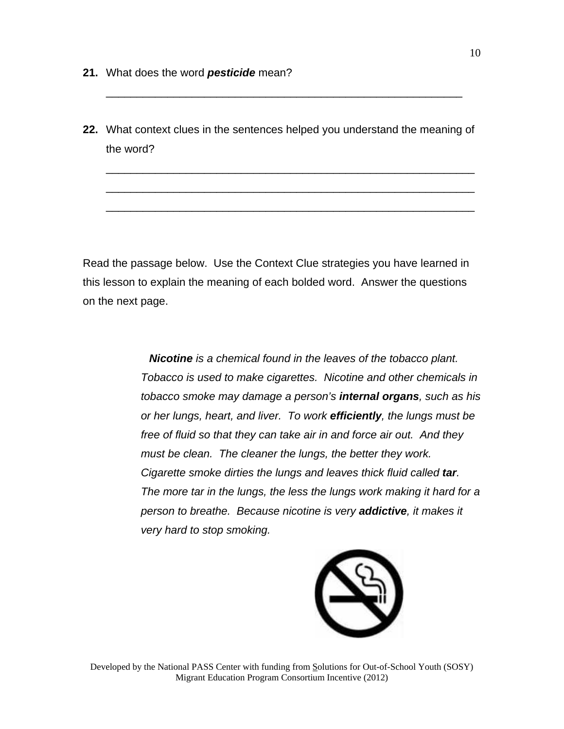**21.** What does the word ***pesticide*** mean?

______________________________________________________________

**22.** What context clues in the sentences helped you understand the meaning of the word?

______________________________________________________________

______________________________________________________________

______________________________________________________________

Read the passage below. Use the Context Clue strategies you have learned in this lesson to explain the meaning of each bolded word. Answer the questions on the next page.

> ***Nicotine*** *is a chemical found in the leaves of the tobacco plant. Tobacco is used to make cigarettes. Nicotine and other chemicals in tobacco smoke may damage a person's* ***internal organs****, such as his or her lungs, heart, and liver. To work* ***efficiently****, the lungs must be free of fluid so that they can take air in and force air out. And they must be clean. The cleaner the lungs, the better they work. Cigarette smoke dirties the lungs and leaves thick fluid called* ***tar****. The more tar in the lungs, the less the lungs work making it hard for a person to breathe. Because nicotine is very* ***addictive****, it makes it very hard to stop smoking.*

Developed by the National PASS Center with funding from Solutions for Out-of-School Youth (SOSY) Migrant Education Program Consortium Incentive (2012)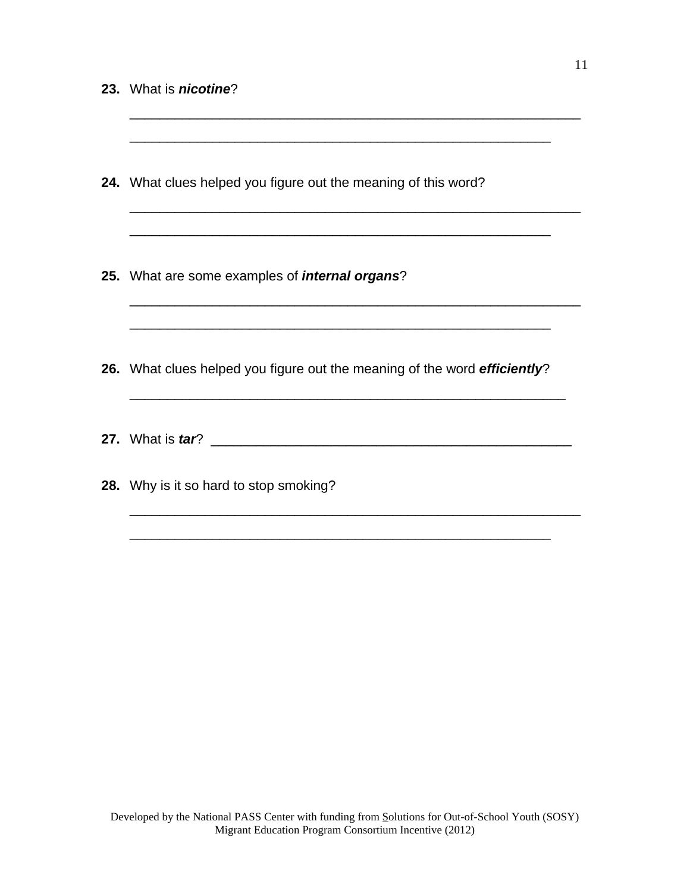**23.** What is ***nicotine***?

_______________________________________________________________

___________________________________________________________

**24.** What clues helped you figure out the meaning of this word?

_______________________________________________________________

___________________________________________________________

**25.** What are some examples of ***internal organs***?

_______________________________________________________________

___________________________________________________________

**26.** What clues helped you figure out the meaning of the word ***efficiently***?

_____________________________________________________________

**27.** What is ***tar***? __________________________________________________

**28.** Why is it so hard to stop smoking?

_______________________________________________________________

___________________________________________________________

Developed by the National PASS Center with funding from Solutions for Out-of-School Youth (SOSY) Migrant Education Program Consortium Incentive (2012)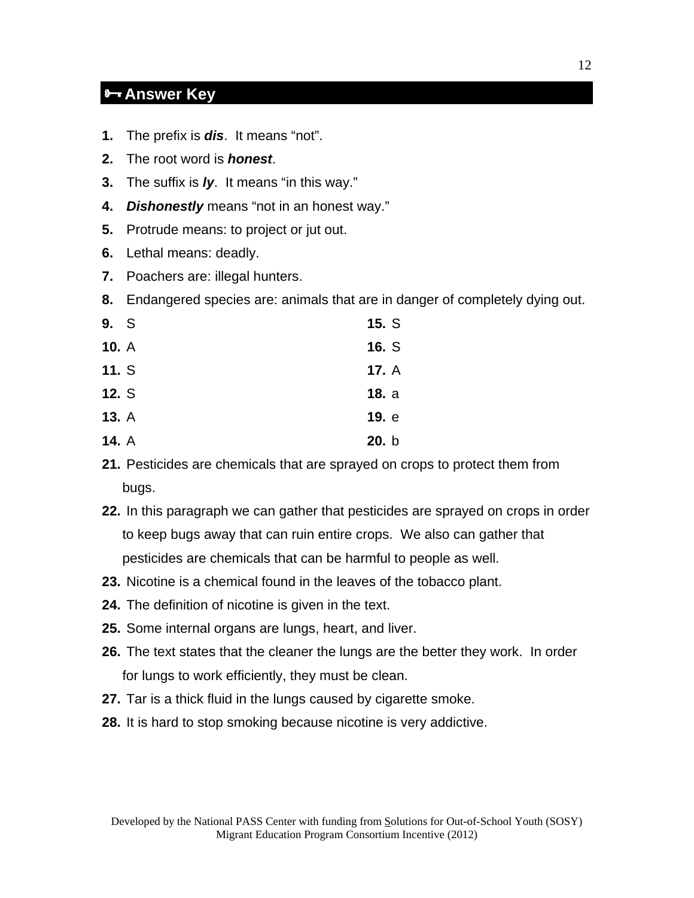## 🗝 Answer Key

**1.** The prefix is ***dis***. It means "not".

**2.** The root word is ***honest***.

**3.** The suffix is ***ly***. It means "in this way."

**4.** ***Dishonestly*** means "not in an honest way."

**5.** Protrude means: to project or jut out.

**6.** Lethal means: deadly.

**7.** Poachers are: illegal hunters.

**8.** Endangered species are: animals that are in danger of completely dying out.

**9.** S

**10.** A

**11.** S

**12.** S

**13.** A

**14.** A

**15.** S

**16.** S

**17.** A

**18.** a

**19.** e

**20.** b

**21.** Pesticides are chemicals that are sprayed on crops to protect them from bugs.

**22.** In this paragraph we can gather that pesticides are sprayed on crops in order to keep bugs away that can ruin entire crops. We also can gather that pesticides are chemicals that can be harmful to people as well.

**23.** Nicotine is a chemical found in the leaves of the tobacco plant.

**24.** The definition of nicotine is given in the text.

**25.** Some internal organs are lungs, heart, and liver.

**26.** The text states that the cleaner the lungs are the better they work. In order for lungs to work efficiently, they must be clean.

**27.** Tar is a thick fluid in the lungs caused by cigarette smoke.

**28.** It is hard to stop smoking because nicotine is very addictive.

Developed by the National PASS Center with funding from Solutions for Out-of-School Youth (SOSY) Migrant Education Program Consortium Incentive (2012)